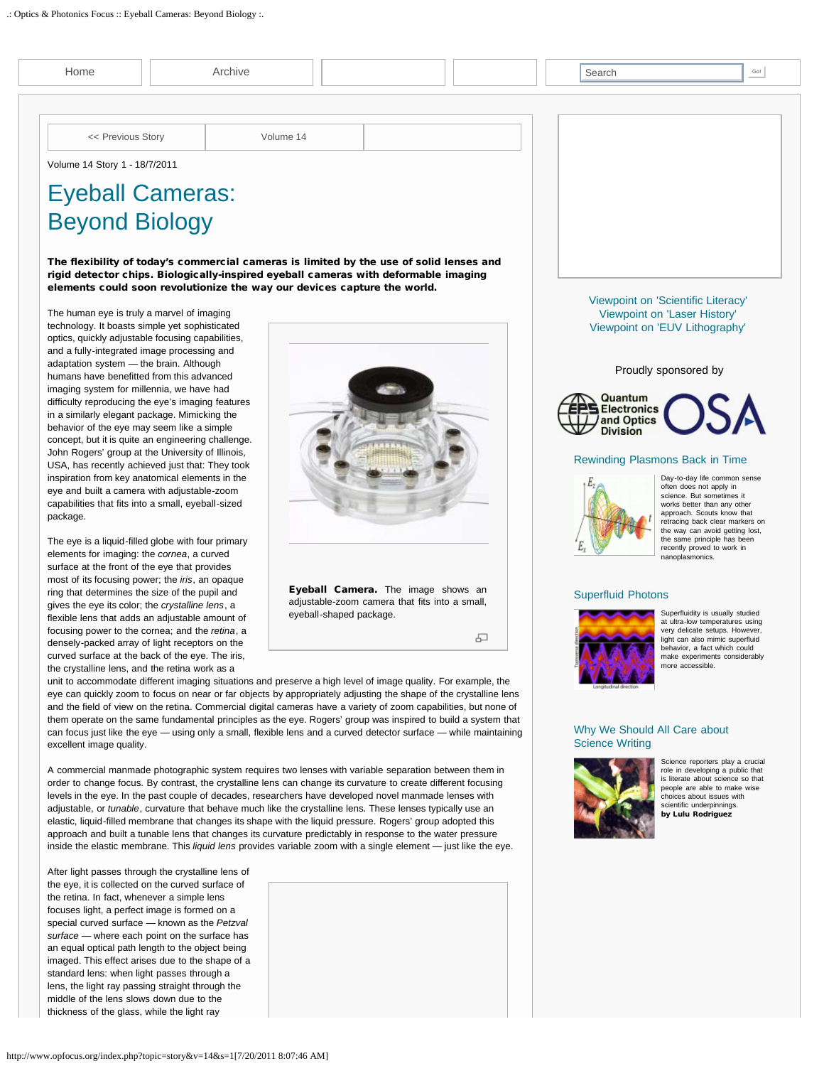Home | Archive | Search

<< Previous Story | Volume 14

Volume 14 Story 1 - 18/7/2011

# Eyeball Cameras: Beyond Biology

**The flexibility of today's commercial cameras is limited by the use of solid lenses and rigid detector chips. Biologically-inspired eyeball cameras with deformable imaging elements could soon revolutionize the way our devices capture the world.**

The human eye is truly a marvel of imaging technology. It boasts simple yet sophisticated optics, quickly adjustable focusing capabilities, and a fully-integrated image processing and adaptation system — the brain. Although humans have benefitted from this advanced imaging system for millennia, we have had difficulty reproducing the eye's imaging features in a similarly elegant package. Mimicking the behavior of the eye may seem like a simple concept, but it is quite an engineering challenge. John Rogers' group at the University of Illinois, USA, has recently achieved just that: They took inspiration from key anatomical elements in the eye and built a camera with adjustable-zoom capabilities that fits into a small, eyeball-sized package.

**Eyeball Camera.** The image shows an adjustable-zoom camera that fits into a small, eyeball-shaped package.

The eye is a liquid-filled globe with four primary elements for imaging: the *cornea*, a curved surface at the front of the eye that provides most of its focusing power; the *iris*, an opaque ring that determines the size of the pupil and gives the eye its color; the *crystalline lens*, a flexible lens that adds an adjustable amount of focusing power to the cornea; and the *retina*, a densely-packed array of light receptors on the curved surface at the back of the eye. The iris, the crystalline lens, and the retina work as a unit to accommodate different imaging situations and preserve a high level of image quality. For example, the eye can quickly zoom to focus on near or far objects by appropriately adjusting the shape of the crystalline lens and the field of view on the retina. Commercial digital cameras have a variety of zoom capabilities, but none of them operate on the same fundamental principles as the eye. Rogers' group was inspired to build a system that can focus just like the eye — using only a small, flexible lens and a curved detector surface — while maintaining excellent image quality.

A commercial manmade photographic system requires two lenses with variable separation between them in order to change focus. By contrast, the crystalline lens can change its curvature to create different focusing levels in the eye. In the past couple of decades, researchers have developed novel manmade lenses with adjustable, or *tunable*, curvature that behave much like the crystalline lens. These lenses typically use an elastic, liquid-filled membrane that changes its shape with the liquid pressure. Rogers' group adopted this approach and built a tunable lens that changes its curvature predictably in response to the water pressure inside the elastic membrane. This *liquid lens* provides variable zoom with a single element — just like the eye.

After light passes through the crystalline lens of the eye, it is collected on the curved surface of the retina. In fact, whenever a simple lens focuses light, a perfect image is formed on a special curved surface — known as the *Petzval surface* — where each point on the surface has an equal optical path length to the object being imaged. This effect arises due to the shape of a standard lens: when light passes through a lens, the light ray passing straight through the middle of the lens slows down due to the thickness of the glass, while the light ray

---

Viewpoint on 'Scientific Literacy'
Viewpoint on 'Laser History'
Viewpoint on 'EUV Lithography'

Proudly sponsored by

Quantum Electronics and Optics Division | OSA

### Rewinding Plasmons Back in Time

Day-to-day life common sense often does not apply in science. But sometimes it works better than any other approach. Scouts know that retracing back clear markers on the way can avoid getting lost, the same principle has been recently proved to work in nanoplasmonics.

### Superfluid Photons

Superfluidity is usually studied at ultra-low temperatures using very delicate setups. However, light can also mimic superfluid behavior, a fact which could make experiments considerably more accessible.

### Why We Should All Care about Science Writing

Science reporters play a crucial role in developing a public that is literate about science so that people are able to make wise choices about issues with scientific underpinnings.
**by Lulu Rodriguez**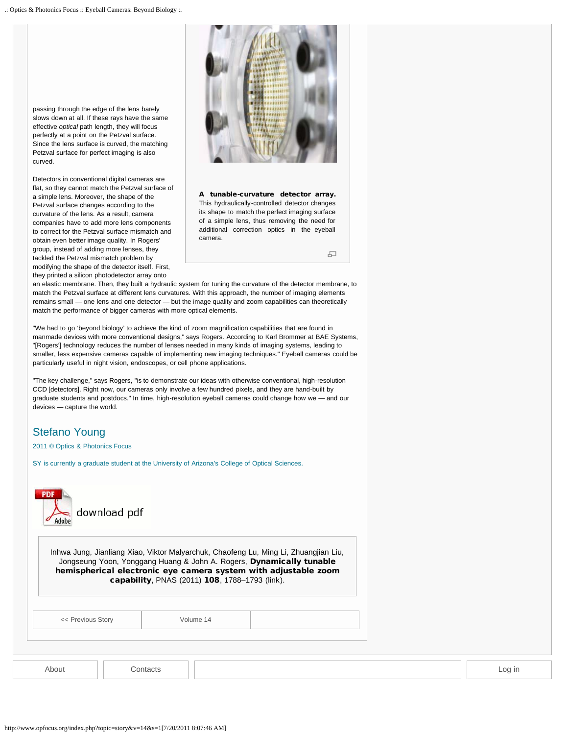passing through the edge of the lens barely slows down at all. If these rays have the same effective *optical* path length, they will focus perfectly at a point on the Petzval surface. Since the lens surface is curved, the matching Petzval surface for perfect imaging is also curved.

**A tunable-curvature detector array.** This hydraulically-controlled detector changes its shape to match the perfect imaging surface of a simple lens, thus removing the need for additional correction optics in the eyeball camera.

Detectors in conventional digital cameras are flat, so they cannot match the Petzval surface of a simple lens. Moreover, the shape of the Petzval surface changes according to the curvature of the lens. As a result, camera companies have to add more lens components to correct for the Petzval surface mismatch and obtain even better image quality. In Rogers' group, instead of adding more lenses, they tackled the Petzval mismatch problem by modifying the shape of the detector itself. First, they printed a silicon photodetector array onto an elastic membrane. Then, they built a hydraulic system for tuning the curvature of the detector membrane, to match the Petzval surface at different lens curvatures. With this approach, the number of imaging elements remains small — one lens and one detector — but the image quality and zoom capabilities can theoretically match the performance of bigger cameras with more optical elements.

"We had to go 'beyond biology' to achieve the kind of zoom magnification capabilities that are found in manmade devices with more conventional designs," says Rogers. According to Karl Brommer at BAE Systems, "[Rogers'] technology reduces the number of lenses needed in many kinds of imaging systems, leading to smaller, less expensive cameras capable of implementing new imaging techniques." Eyeball cameras could be particularly useful in night vision, endoscopes, or cell phone applications.

"The key challenge," says Rogers, "is to demonstrate our ideas with otherwise conventional, high-resolution CCD [detectors]. Right now, our cameras only involve a few hundred pixels, and they are hand-built by graduate students and postdocs." In time, high-resolution eyeball cameras could change how we — and our devices — capture the world.

## Stefano Young

2011 © Optics & Photonics Focus

SY is currently a graduate student at the University of Arizona's College of Optical Sciences.

download pdf

Inhwa Jung, Jianliang Xiao, Viktor Malyarchuk, Chaofeng Lu, Ming Li, Zhuangjian Liu, Jongseung Yoon, Yonggang Huang & John A. Rogers, **Dynamically tunable hemispherical electronic eye camera system with adjustable zoom capability**, PNAS (2011) **108**, 1788–1793 (link).

<< Previous Story | Volume 14

About | Contacts | Log in